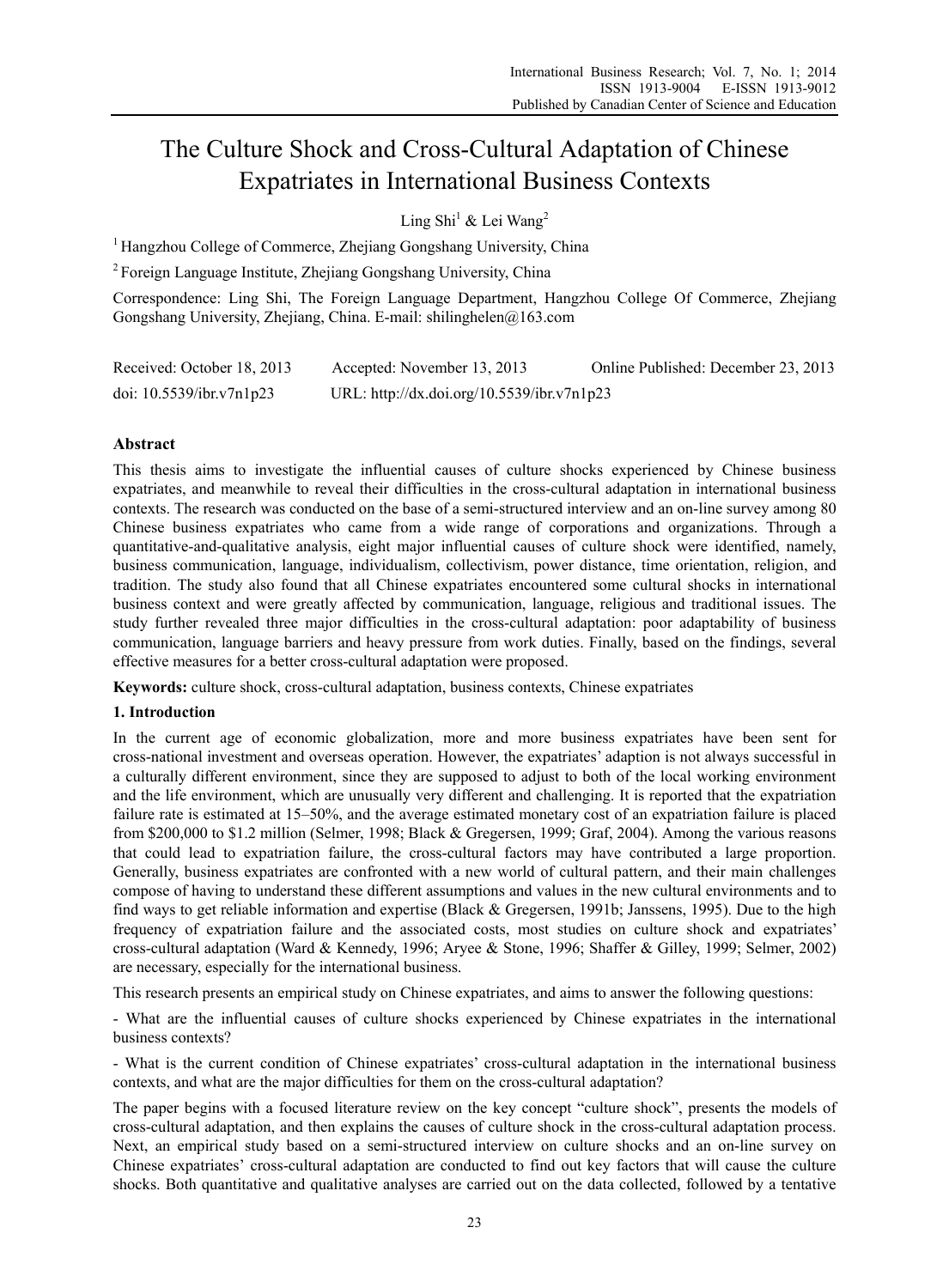# The Culture Shock and Cross-Cultural Adaptation of Chinese Expatriates in International Business Contexts

Ling Shi[1] & Lei Wang[2]

[1] Hangzhou College of Commerce, Zhejiang Gongshang University, China

[2] Foreign Language Institute, Zhejiang Gongshang University, China

Correspondence: Ling Shi, The Foreign Language Department, Hangzhou College Of Commerce, Zhejiang Gongshang University, Zhejiang, China. E-mail: shilinghelen@163.com

Received: October 18, 2013    Accepted: November 13, 2013    Online Published: December 23, 2013

doi: 10.5539/ibr.v7n1p23    URL: http://dx.doi.org/10.5539/ibr.v7n1p23

## Abstract

This thesis aims to investigate the influential causes of culture shocks experienced by Chinese business expatriates, and meanwhile to reveal their difficulties in the cross-cultural adaptation in international business contexts. The research was conducted on the base of a semi-structured interview and an on-line survey among 80 Chinese business expatriates who came from a wide range of corporations and organizations. Through a quantitative-and-qualitative analysis, eight major influential causes of culture shock were identified, namely, business communication, language, individualism, collectivism, power distance, time orientation, religion, and tradition. The study also found that all Chinese expatriates encountered some cultural shocks in international business context and were greatly affected by communication, language, religious and traditional issues. The study further revealed three major difficulties in the cross-cultural adaptation: poor adaptability of business communication, language barriers and heavy pressure from work duties. Finally, based on the findings, several effective measures for a better cross-cultural adaptation were proposed.

**Keywords:** culture shock, cross-cultural adaptation, business contexts, Chinese expatriates

## 1. Introduction

In the current age of economic globalization, more and more business expatriates have been sent for cross-national investment and overseas operation. However, the expatriates' adaption is not always successful in a culturally different environment, since they are supposed to adjust to both of the local working environment and the life environment, which are unusually very different and challenging. It is reported that the expatriation failure rate is estimated at 15–50%, and the average estimated monetary cost of an expatriation failure is placed from $200,000 to $1.2 million (Selmer, 1998; Black & Gregersen, 1999; Graf, 2004). Among the various reasons that could lead to expatriation failure, the cross-cultural factors may have contributed a large proportion. Generally, business expatriates are confronted with a new world of cultural pattern, and their main challenges compose of having to understand these different assumptions and values in the new cultural environments and to find ways to get reliable information and expertise (Black & Gregersen, 1991b; Janssens, 1995). Due to the high frequency of expatriation failure and the associated costs, most studies on culture shock and expatriates' cross-cultural adaptation (Ward & Kennedy, 1996; Aryee & Stone, 1996; Shaffer & Gilley, 1999; Selmer, 2002) are necessary, especially for the international business.

This research presents an empirical study on Chinese expatriates, and aims to answer the following questions:

- What are the influential causes of culture shocks experienced by Chinese expatriates in the international business contexts?

- What is the current condition of Chinese expatriates' cross-cultural adaptation in the international business contexts, and what are the major difficulties for them on the cross-cultural adaptation?

The paper begins with a focused literature review on the key concept "culture shock", presents the models of cross-cultural adaptation, and then explains the causes of culture shock in the cross-cultural adaptation process. Next, an empirical study based on a semi-structured interview on culture shocks and an on-line survey on Chinese expatriates' cross-cultural adaptation are conducted to find out key factors that will cause the culture shocks. Both quantitative and qualitative analyses are carried out on the data collected, followed by a tentative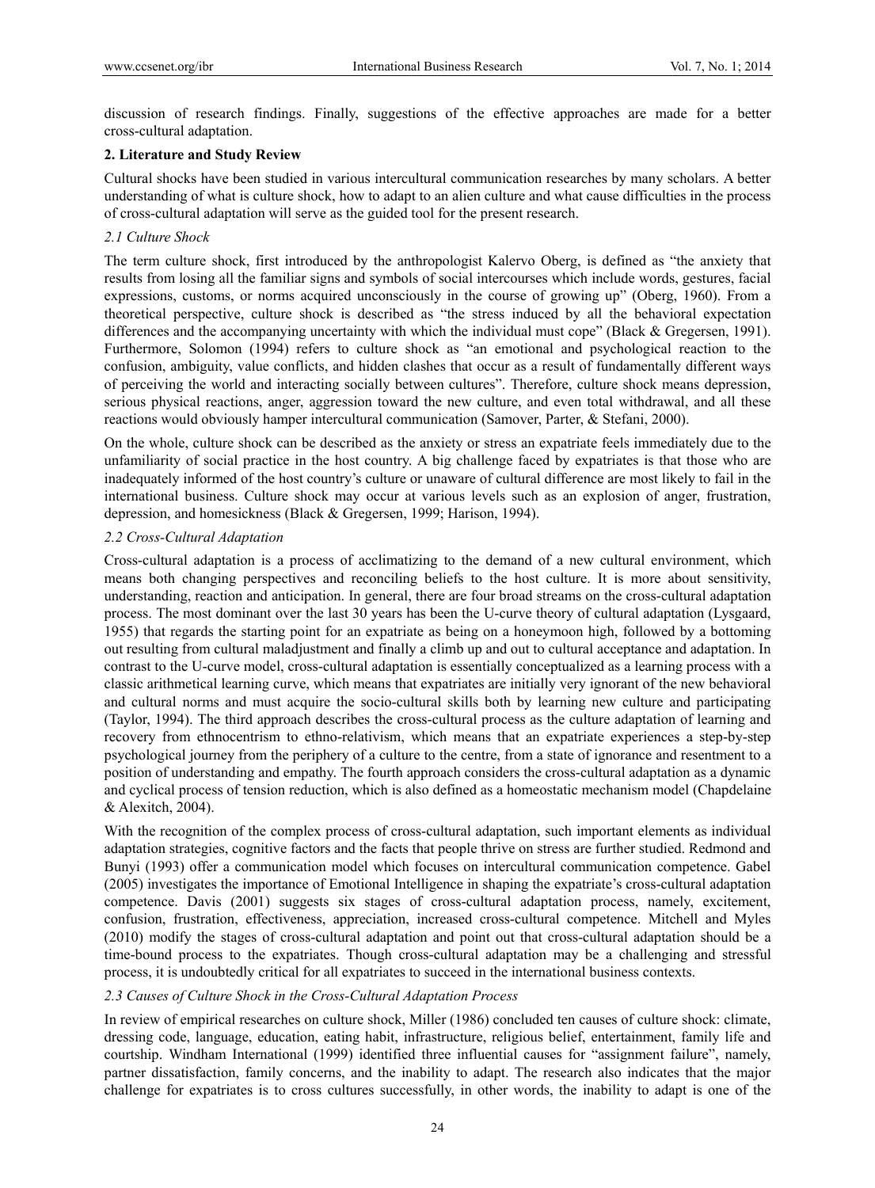discussion of research findings. Finally, suggestions of the effective approaches are made for a better cross-cultural adaptation.

## 2. Literature and Study Review

Cultural shocks have been studied in various intercultural communication researches by many scholars. A better understanding of what is culture shock, how to adapt to an alien culture and what cause difficulties in the process of cross-cultural adaptation will serve as the guided tool for the present research.

### *2.1 Culture Shock*

The term culture shock, first introduced by the anthropologist Kalervo Oberg, is defined as "the anxiety that results from losing all the familiar signs and symbols of social intercourses which include words, gestures, facial expressions, customs, or norms acquired unconsciously in the course of growing up" (Oberg, 1960). From a theoretical perspective, culture shock is described as "the stress induced by all the behavioral expectation differences and the accompanying uncertainty with which the individual must cope" (Black & Gregersen, 1991). Furthermore, Solomon (1994) refers to culture shock as "an emotional and psychological reaction to the confusion, ambiguity, value conflicts, and hidden clashes that occur as a result of fundamentally different ways of perceiving the world and interacting socially between cultures". Therefore, culture shock means depression, serious physical reactions, anger, aggression toward the new culture, and even total withdrawal, and all these reactions would obviously hamper intercultural communication (Samover, Parter, & Stefani, 2000).

On the whole, culture shock can be described as the anxiety or stress an expatriate feels immediately due to the unfamiliarity of social practice in the host country. A big challenge faced by expatriates is that those who are inadequately informed of the host country's culture or unaware of cultural difference are most likely to fail in the international business. Culture shock may occur at various levels such as an explosion of anger, frustration, depression, and homesickness (Black & Gregersen, 1999; Harison, 1994).

### *2.2 Cross-Cultural Adaptation*

Cross-cultural adaptation is a process of acclimatizing to the demand of a new cultural environment, which means both changing perspectives and reconciling beliefs to the host culture. It is more about sensitivity, understanding, reaction and anticipation. In general, there are four broad streams on the cross-cultural adaptation process. The most dominant over the last 30 years has been the U-curve theory of cultural adaptation (Lysgaard, 1955) that regards the starting point for an expatriate as being on a honeymoon high, followed by a bottoming out resulting from cultural maladjustment and finally a climb up and out to cultural acceptance and adaptation. In contrast to the U-curve model, cross-cultural adaptation is essentially conceptualized as a learning process with a classic arithmetical learning curve, which means that expatriates are initially very ignorant of the new behavioral and cultural norms and must acquire the socio-cultural skills both by learning new culture and participating (Taylor, 1994). The third approach describes the cross-cultural process as the culture adaptation of learning and recovery from ethnocentrism to ethno-relativism, which means that an expatriate experiences a step-by-step psychological journey from the periphery of a culture to the centre, from a state of ignorance and resentment to a position of understanding and empathy. The fourth approach considers the cross-cultural adaptation as a dynamic and cyclical process of tension reduction, which is also defined as a homeostatic mechanism model (Chapdelaine & Alexitch, 2004).

With the recognition of the complex process of cross-cultural adaptation, such important elements as individual adaptation strategies, cognitive factors and the facts that people thrive on stress are further studied. Redmond and Bunyi (1993) offer a communication model which focuses on intercultural communication competence. Gabel (2005) investigates the importance of Emotional Intelligence in shaping the expatriate's cross-cultural adaptation competence. Davis (2001) suggests six stages of cross-cultural adaptation process, namely, excitement, confusion, frustration, effectiveness, appreciation, increased cross-cultural competence. Mitchell and Myles (2010) modify the stages of cross-cultural adaptation and point out that cross-cultural adaptation should be a time-bound process to the expatriates. Though cross-cultural adaptation may be a challenging and stressful process, it is undoubtedly critical for all expatriates to succeed in the international business contexts.

### *2.3 Causes of Culture Shock in the Cross-Cultural Adaptation Process*

In review of empirical researches on culture shock, Miller (1986) concluded ten causes of culture shock: climate, dressing code, language, education, eating habit, infrastructure, religious belief, entertainment, family life and courtship. Windham International (1999) identified three influential causes for "assignment failure", namely, partner dissatisfaction, family concerns, and the inability to adapt. The research also indicates that the major challenge for expatriates is to cross cultures successfully, in other words, the inability to adapt is one of the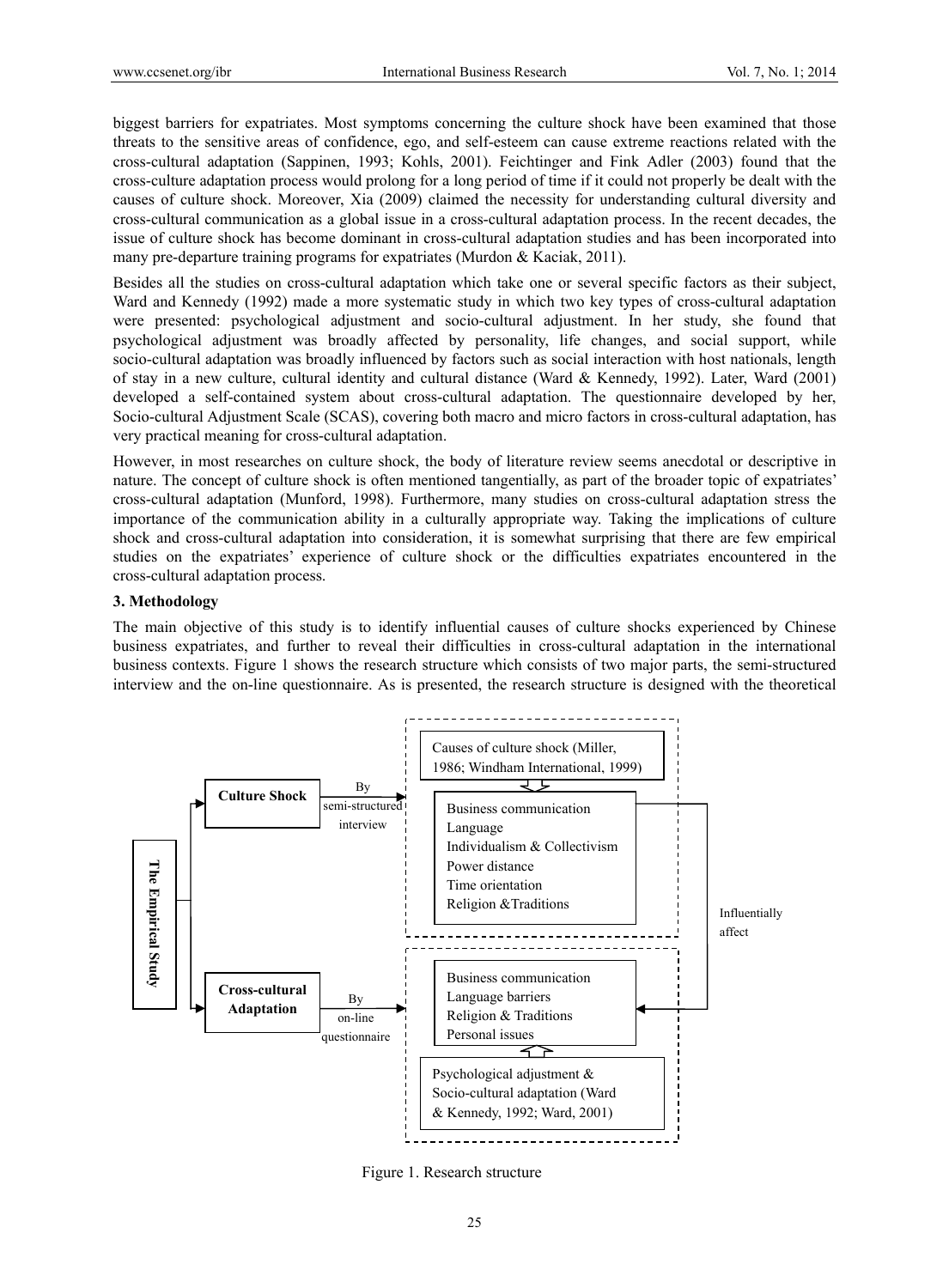biggest barriers for expatriates. Most symptoms concerning the culture shock have been examined that those threats to the sensitive areas of confidence, ego, and self-esteem can cause extreme reactions related with the cross-cultural adaptation (Sappinen, 1993; Kohls, 2001). Feichtinger and Fink Adler (2003) found that the cross-culture adaptation process would prolong for a long period of time if it could not properly be dealt with the causes of culture shock. Moreover, Xia (2009) claimed the necessity for understanding cultural diversity and cross-cultural communication as a global issue in a cross-cultural adaptation process. In the recent decades, the issue of culture shock has become dominant in cross-cultural adaptation studies and has been incorporated into many pre-departure training programs for expatriates (Murdon & Kaciak, 2011).

Besides all the studies on cross-cultural adaptation which take one or several specific factors as their subject, Ward and Kennedy (1992) made a more systematic study in which two key types of cross-cultural adaptation were presented: psychological adjustment and socio-cultural adjustment. In her study, she found that psychological adjustment was broadly affected by personality, life changes, and social support, while socio-cultural adaptation was broadly influenced by factors such as social interaction with host nationals, length of stay in a new culture, cultural identity and cultural distance (Ward & Kennedy, 1992). Later, Ward (2001) developed a self-contained system about cross-cultural adaptation. The questionnaire developed by her, Socio-cultural Adjustment Scale (SCAS), covering both macro and micro factors in cross-cultural adaptation, has very practical meaning for cross-cultural adaptation.

However, in most researches on culture shock, the body of literature review seems anecdotal or descriptive in nature. The concept of culture shock is often mentioned tangentially, as part of the broader topic of expatriates' cross-cultural adaptation (Munford, 1998). Furthermore, many studies on cross-cultural adaptation stress the importance of the communication ability in a culturally appropriate way. Taking the implications of culture shock and cross-cultural adaptation into consideration, it is somewhat surprising that there are few empirical studies on the expatriates' experience of culture shock or the difficulties expatriates encountered in the cross-cultural adaptation process.

### 3. Methodology

The main objective of this study is to identify influential causes of culture shocks experienced by Chinese business expatriates, and further to reveal their difficulties in cross-cultural adaptation in the international business contexts. Figure 1 shows the research structure which consists of two major parts, the semi-structured interview and the on-line questionnaire. As is presented, the research structure is designed with the theoretical

Figure 1. Research structure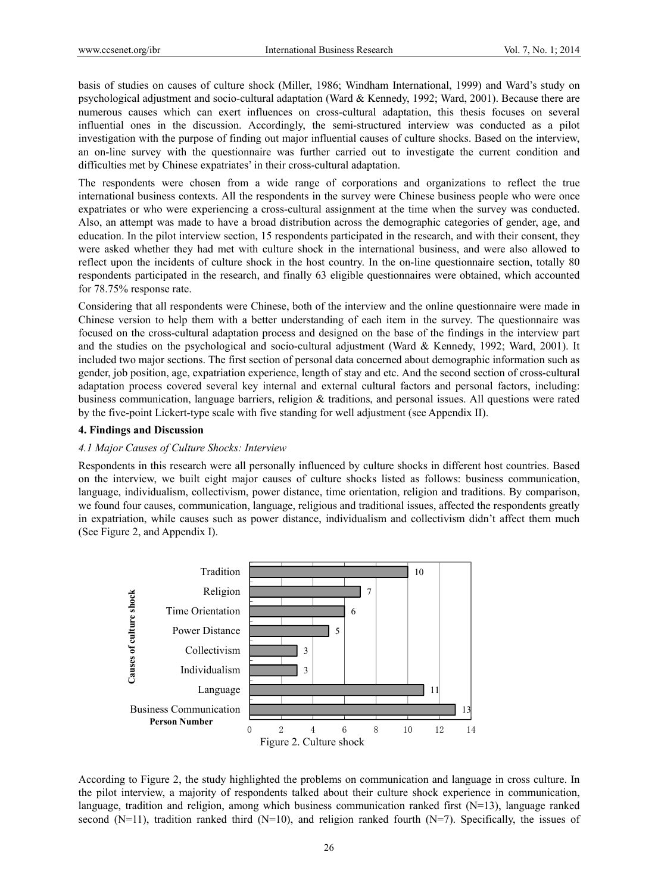basis of studies on causes of culture shock (Miller, 1986; Windham International, 1999) and Ward's study on psychological adjustment and socio-cultural adaptation (Ward & Kennedy, 1992; Ward, 2001). Because there are numerous causes which can exert influences on cross-cultural adaptation, this thesis focuses on several influential ones in the discussion. Accordingly, the semi-structured interview was conducted as a pilot investigation with the purpose of finding out major influential causes of culture shocks. Based on the interview, an on-line survey with the questionnaire was further carried out to investigate the current condition and difficulties met by Chinese expatriates' in their cross-cultural adaptation.

The respondents were chosen from a wide range of corporations and organizations to reflect the true international business contexts. All the respondents in the survey were Chinese business people who were once expatriates or who were experiencing a cross-cultural assignment at the time when the survey was conducted. Also, an attempt was made to have a broad distribution across the demographic categories of gender, age, and education. In the pilot interview section, 15 respondents participated in the research, and with their consent, they were asked whether they had met with culture shock in the international business, and were also allowed to reflect upon the incidents of culture shock in the host country. In the on-line questionnaire section, totally 80 respondents participated in the research, and finally 63 eligible questionnaires were obtained, which accounted for 78.75% response rate.

Considering that all respondents were Chinese, both of the interview and the online questionnaire were made in Chinese version to help them with a better understanding of each item in the survey. The questionnaire was focused on the cross-cultural adaptation process and designed on the base of the findings in the interview part and the studies on the psychological and socio-cultural adjustment (Ward & Kennedy, 1992; Ward, 2001). It included two major sections. The first section of personal data concerned about demographic information such as gender, job position, age, expatriation experience, length of stay and etc. And the second section of cross-cultural adaptation process covered several key internal and external cultural factors and personal factors, including: business communication, language barriers, religion & traditions, and personal issues. All questions were rated by the five-point Lickert-type scale with five standing for well adjustment (see Appendix II).

## 4. Findings and Discussion

### *4.1 Major Causes of Culture Shocks: Interview*

Respondents in this research were all personally influenced by culture shocks in different host countries. Based on the interview, we built eight major causes of culture shocks listed as follows: business communication, language, individualism, collectivism, power distance, time orientation, religion and traditions. By comparison, we found four causes, communication, language, religious and traditional issues, affected the respondents greatly in expatriation, while causes such as power distance, individualism and collectivism didn't affect them much (See Figure 2, and Appendix I).

Causes of culture shock

Tradition 10
Religion 7
Time Orientation 6
Power Distance 5
Collectivism 3
Individualism 3
Language 11
Business Communication 13

Person Number

0 2 4 6 8 10 12 14

Figure 2. Culture shock

According to Figure 2, the study highlighted the problems on communication and language in cross culture. In the pilot interview, a majority of respondents talked about their culture shock experience in communication, language, tradition and religion, among which business communication ranked first (N=13), language ranked second (N=11), tradition ranked third (N=10), and religion ranked fourth (N=7). Specifically, the issues of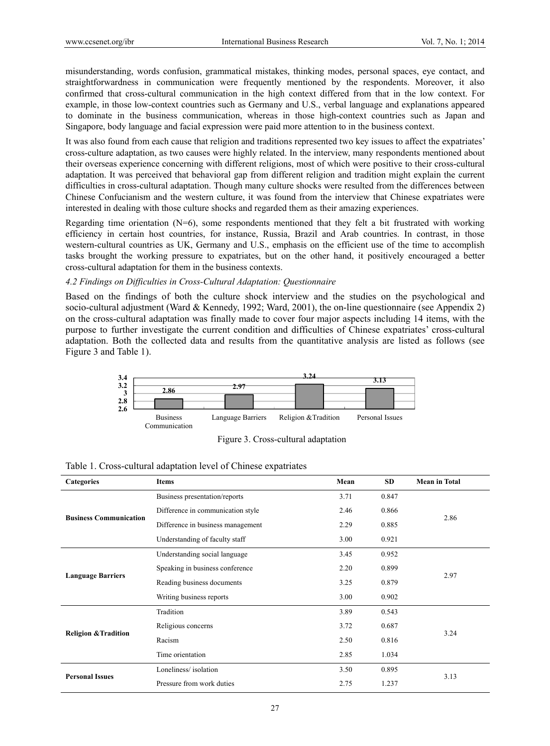misunderstanding, words confusion, grammatical mistakes, thinking modes, personal spaces, eye contact, and straightforwardness in communication were frequently mentioned by the respondents. Moreover, it also confirmed that cross-cultural communication in the high context differed from that in the low context. For example, in those low-context countries such as Germany and U.S., verbal language and explanations appeared to dominate in the business communication, whereas in those high-context countries such as Japan and Singapore, body language and facial expression were paid more attention to in the business context.

It was also found from each cause that religion and traditions represented two key issues to affect the expatriates' cross-culture adaptation, as two causes were highly related. In the interview, many respondents mentioned about their overseas experience concerning with different religions, most of which were positive to their cross-cultural adaptation. It was perceived that behavioral gap from different religion and tradition might explain the current difficulties in cross-cultural adaptation. Though many culture shocks were resulted from the differences between Chinese Confucianism and the western culture, it was found from the interview that Chinese expatriates were interested in dealing with those culture shocks and regarded them as their amazing experiences.

Regarding time orientation (N=6), some respondents mentioned that they felt a bit frustrated with working efficiency in certain host countries, for instance, Russia, Brazil and Arab countries. In contrast, in those western-cultural countries as UK, Germany and U.S., emphasis on the efficient use of the time to accomplish tasks brought the working pressure to expatriates, but on the other hand, it positively encouraged a better cross-cultural adaptation for them in the business contexts.

*4.2 Findings on Difficulties in Cross-Cultural Adaptation: Questionnaire*

Based on the findings of both the culture shock interview and the studies on the psychological and socio-cultural adjustment (Ward & Kennedy, 1992; Ward, 2001), the on-line questionnaire (see Appendix 2) on the cross-cultural adaptation was finally made to cover four major aspects including 14 items, with the purpose to further investigate the current condition and difficulties of Chinese expatriates' cross-cultural adaptation. Both the collected data and results from the quantitative analysis are listed as follows (see Figure 3 and Table 1).

| Category | Value |
|---|---|
| Business Communication | 2.86 |
| Language Barriers | 2.97 |
| Religion &Tradition | 3.24 |
| Personal Issues | 3.13 |

Figure 3. Cross-cultural adaptation

Table 1. Cross-cultural adaptation level of Chinese expatriates

| Categories | Items | Mean | SD | Mean in Total |
|---|---|---|---|---|
| **Business Communication** | Business presentation/reports | 3.71 | 0.847 | 2.86 |
| | Difference in communication style | 2.46 | 0.866 | |
| | Difference in business management | 2.29 | 0.885 | |
| | Understanding of faculty staff | 3.00 | 0.921 | |
| **Language Barriers** | Understanding social language | 3.45 | 0.952 | 2.97 |
| | Speaking in business conference | 2.20 | 0.899 | |
| | Reading business documents | 3.25 | 0.879 | |
| | Writing business reports | 3.00 | 0.902 | |
| **Religion &Tradition** | Tradition | 3.89 | 0.543 | 3.24 |
| | Religious concerns | 3.72 | 0.687 | |
| | Racism | 2.50 | 0.816 | |
| | Time orientation | 2.85 | 1.034 | |
| **Personal Issues** | Loneliness/ isolation | 3.50 | 0.895 | 3.13 |
| | Pressure from work duties | 2.75 | 1.237 | |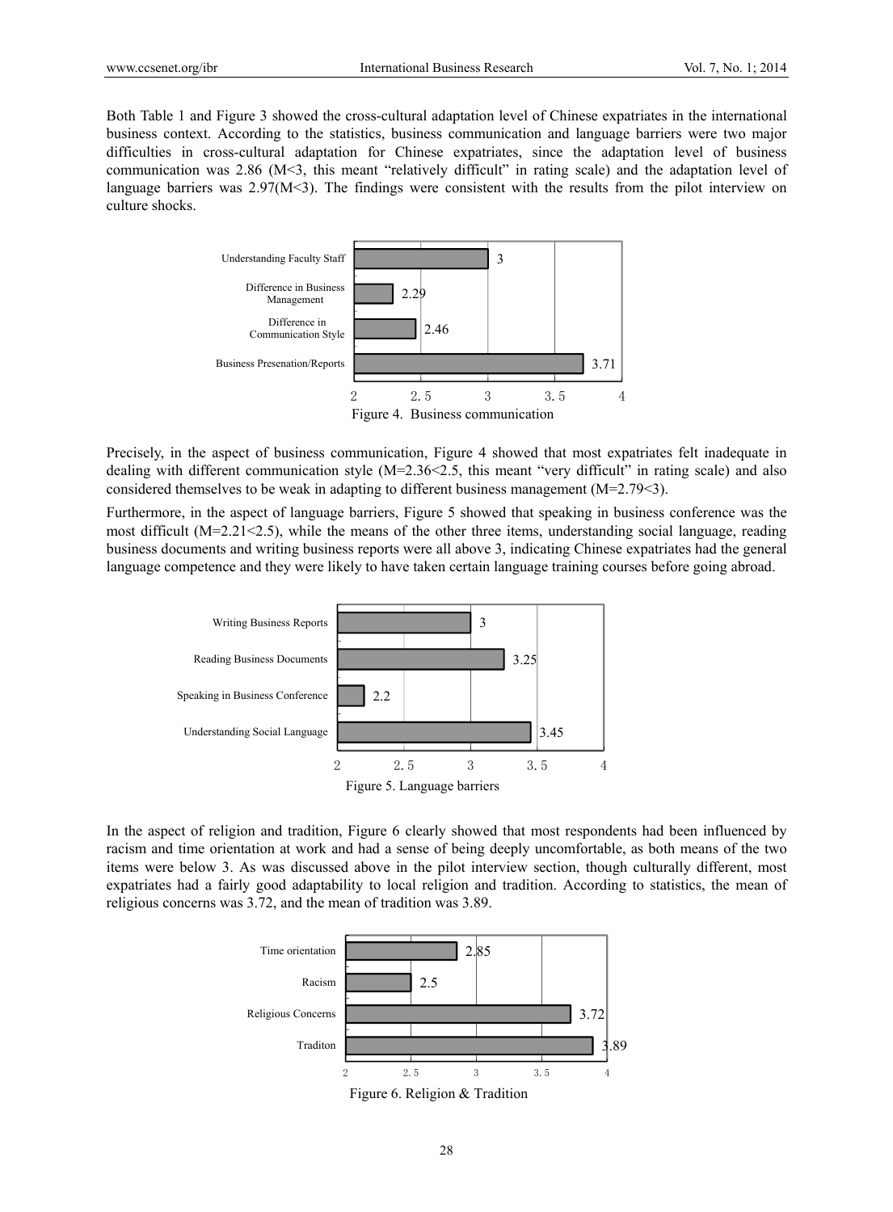Both Table 1 and Figure 3 showed the cross-cultural adaptation level of Chinese expatriates in the international business context. According to the statistics, business communication and language barriers were two major difficulties in cross-cultural adaptation for Chinese expatriates, since the adaptation level of business communication was 2.86 (M<3, this meant "relatively difficult" in rating scale) and the adaptation level of language barriers was 2.97(M<3). The findings were consistent with the results from the pilot interview on culture shocks.

| Item | Mean |
| --- | --- |
| Understanding Faculty Staff | 3 |
| Difference in Business Management | 2.29 |
| Difference in Communication Style | 2.46 |
| Business Presenation/Reports | 3.71 |

Figure 4. Business communication

Precisely, in the aspect of business communication, Figure 4 showed that most expatriates felt inadequate in dealing with different communication style (M=2.36<2.5, this meant "very difficult" in rating scale) and also considered themselves to be weak in adapting to different business management (M=2.79<3).

Furthermore, in the aspect of language barriers, Figure 5 showed that speaking in business conference was the most difficult (M=2.21<2.5), while the means of the other three items, understanding social language, reading business documents and writing business reports were all above 3, indicating Chinese expatriates had the general language competence and they were likely to have taken certain language training courses before going abroad.

| Item | Mean |
| --- | --- |
| Writing Business Reports | 3 |
| Reading Business Documents | 3.25 |
| Speaking in Business Conference | 2.2 |
| Understanding Social Language | 3.45 |

Figure 5. Language barriers

In the aspect of religion and tradition, Figure 6 clearly showed that most respondents had been influenced by racism and time orientation at work and had a sense of being deeply uncomfortable, as both means of the two items were below 3. As was discussed above in the pilot interview section, though culturally different, most expatriates had a fairly good adaptability to local religion and tradition. According to statistics, the mean of religious concerns was 3.72, and the mean of tradition was 3.89.

| Item | Mean |
| --- | --- |
| Time orientation | 2.85 |
| Racism | 2.5 |
| Religious Concerns | 3.72 |
| Traditon | 3.89 |

Figure 6. Religion & Tradition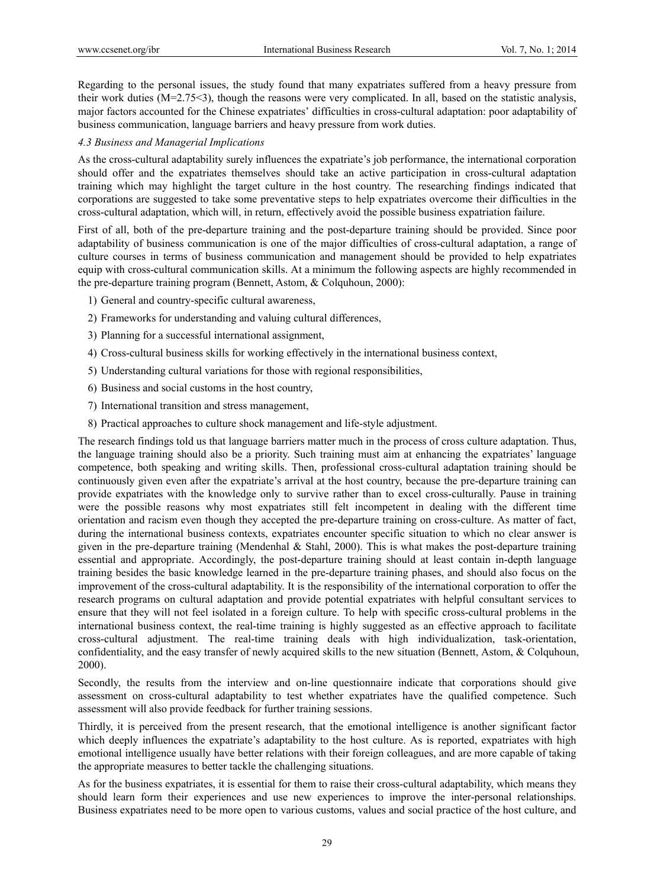Regarding to the personal issues, the study found that many expatriates suffered from a heavy pressure from their work duties ($M=2.75<3$), though the reasons were very complicated. In all, based on the statistic analysis, major factors accounted for the Chinese expatriates' difficulties in cross-cultural adaptation: poor adaptability of business communication, language barriers and heavy pressure from work duties.

### *4.3 Business and Managerial Implications*

As the cross-cultural adaptability surely influences the expatriate's job performance, the international corporation should offer and the expatriates themselves should take an active participation in cross-cultural adaptation training which may highlight the target culture in the host country. The researching findings indicated that corporations are suggested to take some preventative steps to help expatriates overcome their difficulties in the cross-cultural adaptation, which will, in return, effectively avoid the possible business expatriation failure.

First of all, both of the pre-departure training and the post-departure training should be provided. Since poor adaptability of business communication is one of the major difficulties of cross-cultural adaptation, a range of culture courses in terms of business communication and management should be provided to help expatriates equip with cross-cultural communication skills. At a minimum the following aspects are highly recommended in the pre-departure training program (Bennett, Astom, & Colquhoun, 2000):

1) General and country-specific cultural awareness,
2) Frameworks for understanding and valuing cultural differences,
3) Planning for a successful international assignment,
4) Cross-cultural business skills for working effectively in the international business context,
5) Understanding cultural variations for those with regional responsibilities,
6) Business and social customs in the host country,
7) International transition and stress management,
8) Practical approaches to culture shock management and life-style adjustment.

The research findings told us that language barriers matter much in the process of cross culture adaptation. Thus, the language training should also be a priority. Such training must aim at enhancing the expatriates' language competence, both speaking and writing skills. Then, professional cross-cultural adaptation training should be continuously given even after the expatriate's arrival at the host country, because the pre-departure training can provide expatriates with the knowledge only to survive rather than to excel cross-culturally. Pause in training were the possible reasons why most expatriates still felt incompetent in dealing with the different time orientation and racism even though they accepted the pre-departure training on cross-culture. As matter of fact, during the international business contexts, expatriates encounter specific situation to which no clear answer is given in the pre-departure training (Mendenhal & Stahl, 2000). This is what makes the post-departure training essential and appropriate. Accordingly, the post-departure training should at least contain in-depth language training besides the basic knowledge learned in the pre-departure training phases, and should also focus on the improvement of the cross-cultural adaptability. It is the responsibility of the international corporation to offer the research programs on cultural adaptation and provide potential expatriates with helpful consultant services to ensure that they will not feel isolated in a foreign culture. To help with specific cross-cultural problems in the international business context, the real-time training is highly suggested as an effective approach to facilitate cross-cultural adjustment. The real-time training deals with high individualization, task-orientation, confidentiality, and the easy transfer of newly acquired skills to the new situation (Bennett, Astom, & Colquhoun, 2000).

Secondly, the results from the interview and on-line questionnaire indicate that corporations should give assessment on cross-cultural adaptability to test whether expatriates have the qualified competence. Such assessment will also provide feedback for further training sessions.

Thirdly, it is perceived from the present research, that the emotional intelligence is another significant factor which deeply influences the expatriate's adaptability to the host culture. As is reported, expatriates with high emotional intelligence usually have better relations with their foreign colleagues, and are more capable of taking the appropriate measures to better tackle the challenging situations.

As for the business expatriates, it is essential for them to raise their cross-cultural adaptability, which means they should learn form their experiences and use new experiences to improve the inter-personal relationships. Business expatriates need to be more open to various customs, values and social practice of the host culture, and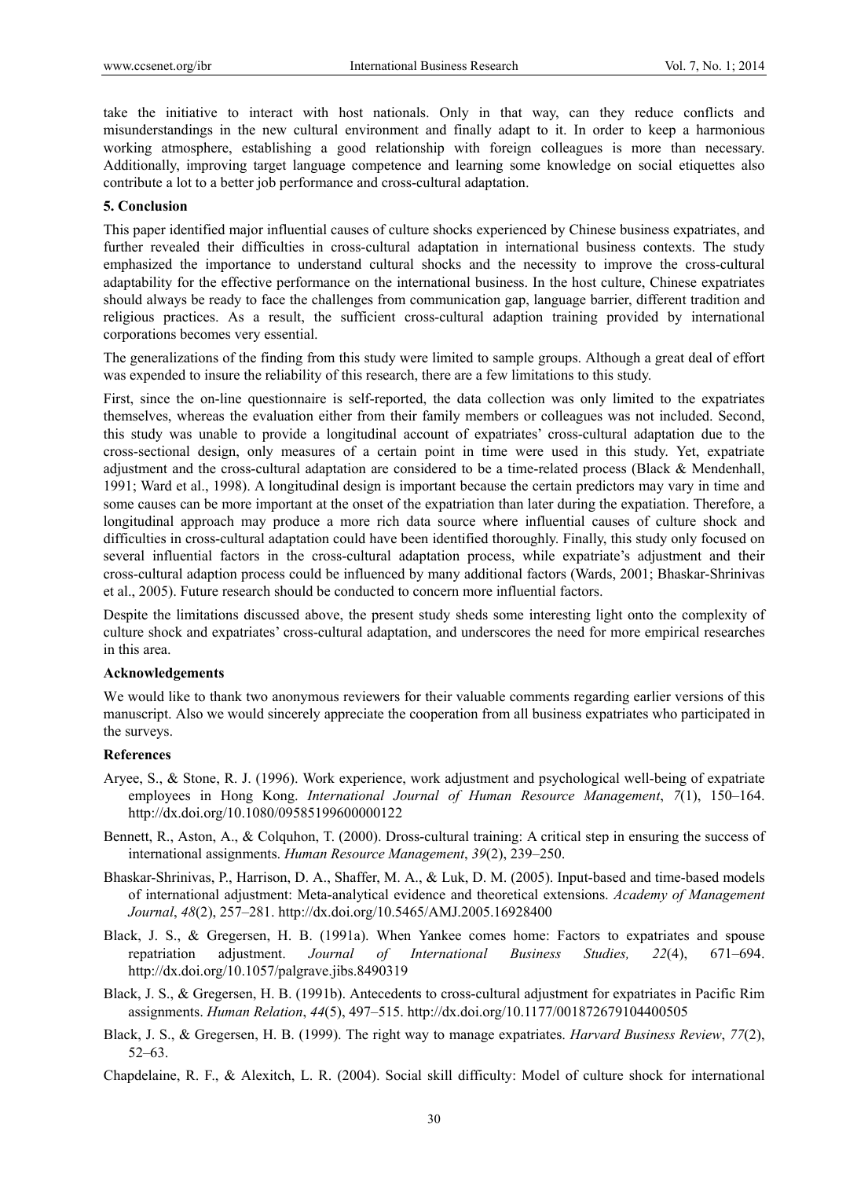take the initiative to interact with host nationals. Only in that way, can they reduce conflicts and misunderstandings in the new cultural environment and finally adapt to it. In order to keep a harmonious working atmosphere, establishing a good relationship with foreign colleagues is more than necessary. Additionally, improving target language competence and learning some knowledge on social etiquettes also contribute a lot to a better job performance and cross-cultural adaptation.

## 5. Conclusion

This paper identified major influential causes of culture shocks experienced by Chinese business expatriates, and further revealed their difficulties in cross-cultural adaptation in international business contexts. The study emphasized the importance to understand cultural shocks and the necessity to improve the cross-cultural adaptability for the effective performance on the international business. In the host culture, Chinese expatriates should always be ready to face the challenges from communication gap, language barrier, different tradition and religious practices. As a result, the sufficient cross-cultural adaption training provided by international corporations becomes very essential.

The generalizations of the finding from this study were limited to sample groups. Although a great deal of effort was expended to insure the reliability of this research, there are a few limitations to this study.

First, since the on-line questionnaire is self-reported, the data collection was only limited to the expatriates themselves, whereas the evaluation either from their family members or colleagues was not included. Second, this study was unable to provide a longitudinal account of expatriates' cross-cultural adaptation due to the cross-sectional design, only measures of a certain point in time were used in this study. Yet, expatriate adjustment and the cross-cultural adaptation are considered to be a time-related process (Black & Mendenhall, 1991; Ward et al., 1998). A longitudinal design is important because the certain predictors may vary in time and some causes can be more important at the onset of the expatriation than later during the expatiation. Therefore, a longitudinal approach may produce a more rich data source where influential causes of culture shock and difficulties in cross-cultural adaptation could have been identified thoroughly. Finally, this study only focused on several influential factors in the cross-cultural adaptation process, while expatriate's adjustment and their cross-cultural adaption process could be influenced by many additional factors (Wards, 2001; Bhaskar-Shrinivas et al., 2005). Future research should be conducted to concern more influential factors.

Despite the limitations discussed above, the present study sheds some interesting light onto the complexity of culture shock and expatriates' cross-cultural adaptation, and underscores the need for more empirical researches in this area.

## Acknowledgements

We would like to thank two anonymous reviewers for their valuable comments regarding earlier versions of this manuscript. Also we would sincerely appreciate the cooperation from all business expatriates who participated in the surveys.

## References

Aryee, S., & Stone, R. J. (1996). Work experience, work adjustment and psychological well-being of expatriate employees in Hong Kong. *International Journal of Human Resource Management*, *7*(1), 150–164. http://dx.doi.org/10.1080/09585199600000122

Bennett, R., Aston, A., & Colquhon, T. (2000). Dross-cultural training: A critical step in ensuring the success of international assignments. *Human Resource Management*, *39*(2), 239–250.

Bhaskar-Shrinivas, P., Harrison, D. A., Shaffer, M. A., & Luk, D. M. (2005). Input-based and time-based models of international adjustment: Meta-analytical evidence and theoretical extensions. *Academy of Management Journal*, *48*(2), 257–281. http://dx.doi.org/10.5465/AMJ.2005.16928400

Black, J. S., & Gregersen, H. B. (1991a). When Yankee comes home: Factors to expatriates and spouse repatriation adjustment. *Journal of International Business Studies, 22*(4), 671–694. http://dx.doi.org/10.1057/palgrave.jibs.8490319

Black, J. S., & Gregersen, H. B. (1991b). Antecedents to cross-cultural adjustment for expatriates in Pacific Rim assignments. *Human Relation*, *44*(5), 497–515. http://dx.doi.org/10.1177/001872679104400505

Black, J. S., & Gregersen, H. B. (1999). The right way to manage expatriates. *Harvard Business Review*, *77*(2), 52–63.

Chapdelaine, R. F., & Alexitch, L. R. (2004). Social skill difficulty: Model of culture shock for international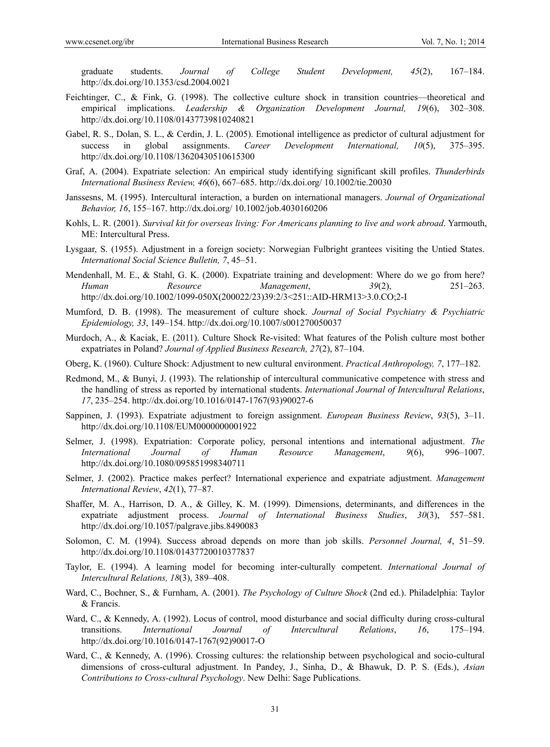graduate students. *Journal of College Student Development, 45*(2), 167–184. http://dx.doi.org/10.1353/csd.2004.0021

Feichtinger, C., & Fink, G. (1998). The collective culture shock in transition countries—theoretical and empirical implications. *Leadership & Organization Development Journal, 19*(6), 302–308. http://dx.doi.org/10.1108/01437739810240821

Gabel, R. S., Dolan, S. L., & Cerdin, J. L. (2005). Emotional intelligence as predictor of cultural adjustment for success in global assignments. *Career Development International, 10*(5), 375–395. http://dx.doi.org/10.1108/13620430510615300

Graf, A. (2004). Expatriate selection: An empirical study identifying significant skill profiles. *Thunderbirds International Business Review, 46*(6), 667–685. http://dx.doi.org/ 10.1002/tie.20030

Janssesns, M. (1995). Intercultural interaction, a burden on international managers. *Journal of Organizational Behavior, 16*, 155–167. http://dx.doi.org/ 10.1002/job.4030160206

Kohls, L. R. (2001). *Survival kit for overseas living: For Americans planning to live and work abroad*. Yarmouth, ME: Intercultural Press.

Lysgaar, S. (1955). Adjustment in a foreign society: Norwegian Fulbright grantees visiting the Untied States. *International Social Science Bulletin, 7*, 45–51.

Mendenhall, M. E., & Stahl, G. K. (2000). Expatriate training and development: Where do we go from here? *Human Resource Management*, *39*(2), 251–263. http://dx.doi.org/10.1002/1099-050X(200022/23)39:2/3<251::AID-HRM13>3.0.CO;2-I

Mumford, D. B. (1998). The measurement of culture shock. *Journal of Social Psychiatry & Psychiatric Epidemiology, 33*, 149–154. http://dx.doi.org/10.1007/s001270050037

Murdoch, A., & Kaciak, E. (2011). Culture Shock Re-visited: What features of the Polish culture most bother expatriates in Poland? *Journal of Applied Business Research, 27*(2), 87–104.

Oberg, K. (1960). Culture Shock: Adjustment to new cultural environment. *Practical Anthropology, 7*, 177–182.

Redmond, M., & Bunyi, J. (1993). The relationship of intercultural communicative competence with stress and the handling of stress as reported by international students. *International Journal of Intercultural Relations*, *17*, 235–254. http://dx.doi.org/10.1016/0147-1767(93)90027-6

Sappinen, J. (1993). Expatriate adjustment to foreign assignment. *European Business Review*, *93*(5), 3–11. http://dx.doi.org/10.1108/EUM0000000001922

Selmer, J. (1998). Expatriation: Corporate policy, personal intentions and international adjustment. *The International Journal of Human Resource Management*, *9*(6), 996–1007. http://dx.doi.org/10.1080/095851998340711

Selmer, J. (2002). Practice makes perfect? International experience and expatriate adjustment. *Management International Review*, *42*(1), 77–87.

Shaffer, M. A., Harrison, D. A., & Gilley, K. M. (1999). Dimensions, determinants, and differences in the expatriate adjustment process. *Journal of International Business Studies*, *30*(3), 557–581. http://dx.doi.org/10.1057/palgrave.jibs.8490083

Solomon, C. M. (1994). Success abroad depends on more than job skills. *Personnel Journal, 4*, 51–59. http://dx.doi.org/10.1108/01437720010377837

Taylor, E. (1994). A learning model for becoming inter-culturally competent. *International Journal of Intercultural Relations, 18*(3), 389–408.

Ward, C., Bochner, S., & Furnham, A. (2001). *The Psychology of Culture Shock* (2nd ed.). Philadelphia: Taylor & Francis.

Ward, C., & Kennedy, A. (1992). Locus of control, mood disturbance and social difficulty during cross-cultural transitions. *International Journal of Intercultural Relations*, *16*, 175–194. http://dx.doi.org/10.1016/0147-1767(92)90017-O

Ward, C., & Kennedy, A. (1996). Crossing cultures: the relationship between psychological and socio-cultural dimensions of cross-cultural adjustment. In Pandey, J., Sinha, D., & Bhawuk, D. P. S. (Eds.), *Asian Contributions to Cross-cultural Psychology*. New Delhi: Sage Publications.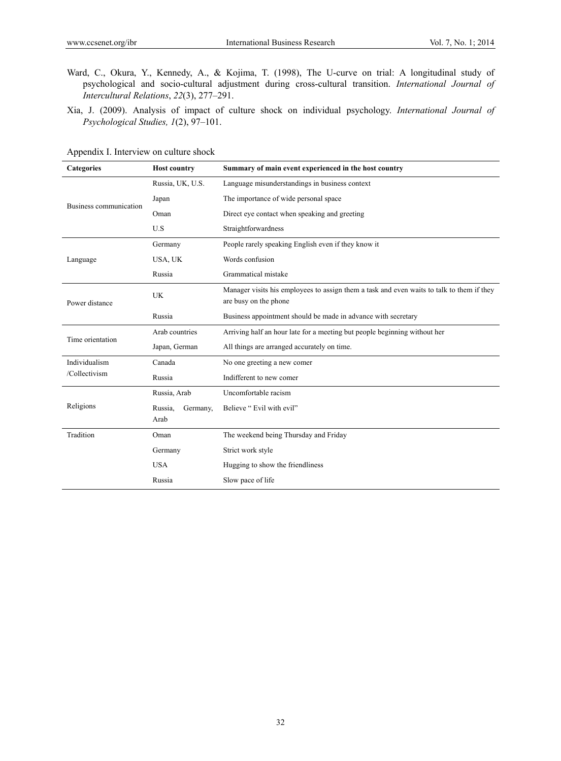Ward, C., Okura, Y., Kennedy, A., & Kojima, T. (1998), The U-curve on trial: A longitudinal study of psychological and socio-cultural adjustment during cross-cultural transition. *International Journal of Intercultural Relations*, *22*(3), 277–291.

Xia, J. (2009). Analysis of impact of culture shock on individual psychology. *International Journal of Psychological Studies, 1*(2), 97–101.

Appendix I. Interview on culture shock

| Categories | Host country | Summary of main event experienced in the host country |
|---|---|---|
| Business communication | Russia, UK, U.S. | Language misunderstandings in business context |
| | Japan | The importance of wide personal space |
| | Oman | Direct eye contact when speaking and greeting |
| | U.S | Straightforwardness |
| Language | Germany | People rarely speaking English even if they know it |
| | USA, UK | Words confusion |
| | Russia | Grammatical mistake |
| Power distance | UK | Manager visits his employees to assign them a task and even waits to talk to them if they are busy on the phone |
| | Russia | Business appointment should be made in advance with secretary |
| Time orientation | Arab countries | Arriving half an hour late for a meeting but people beginning without her |
| | Japan, German | All things are arranged accurately on time. |
| Individualism /Collectivism | Canada | No one greeting a new comer |
| | Russia | Indifferent to new comer |
| Religions | Russia, Arab | Uncomfortable racism |
| | Russia, Germany, Arab | Believe " Evil with evil" |
| Tradition | Oman | The weekend being Thursday and Friday |
| | Germany | Strict work style |
| | USA | Hugging to show the friendliness |
| | Russia | Slow pace of life |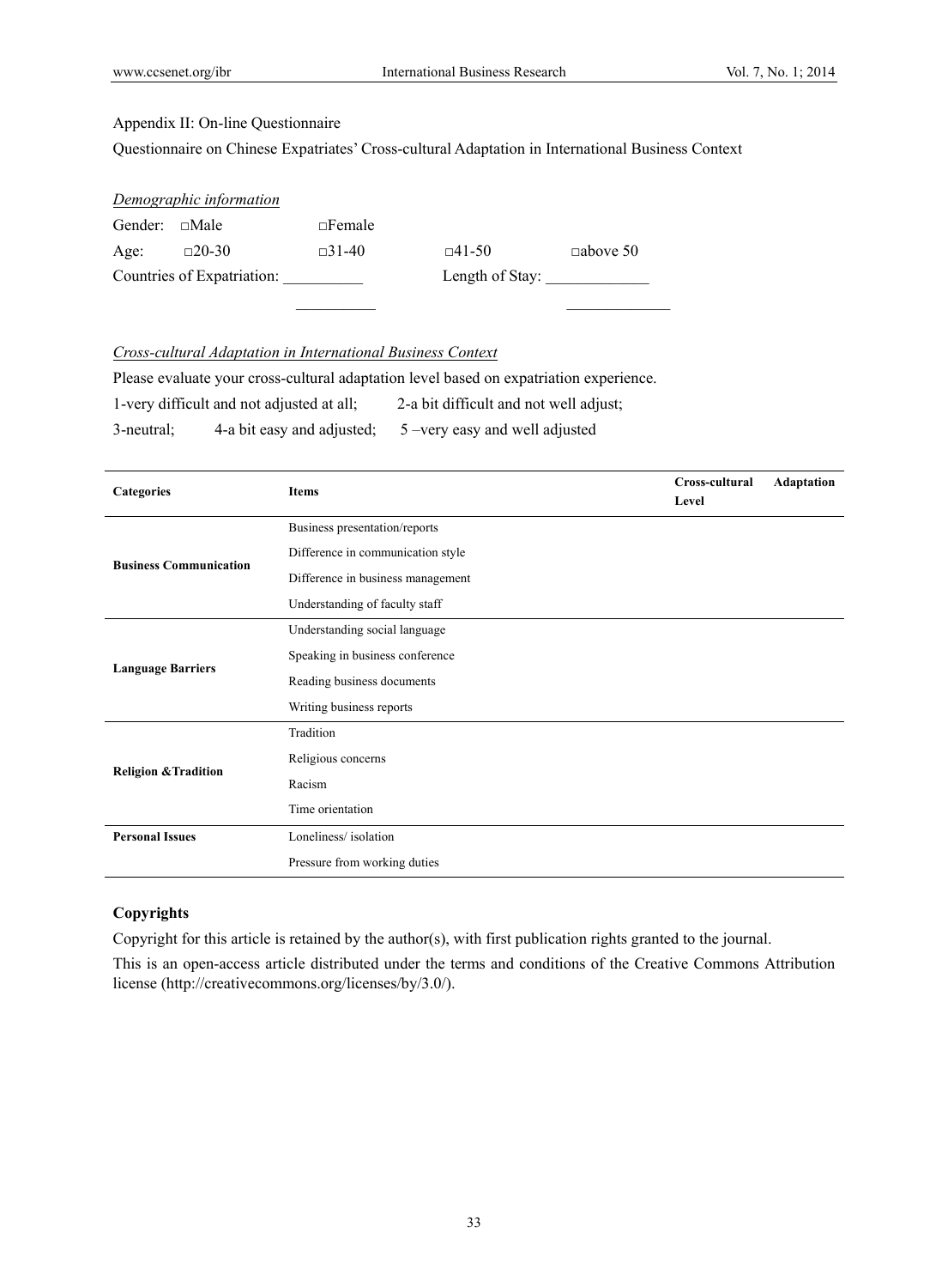Appendix II: On-line Questionnaire

Questionnaire on Chinese Expatriates' Cross-cultural Adaptation in International Business Context

*Demographic information*

Gender: □Male □Female

Age: □20-30 □31-40 □41-50 □above 50

Countries of Expatriation: __________ Length of Stay: _____________

__________ _____________

*Cross-cultural Adaptation in International Business Context*

Please evaluate your cross-cultural adaptation level based on expatriation experience.

1-very difficult and not adjusted at all; 2-a bit difficult and not well adjust;

3-neutral; 4-a bit easy and adjusted; 5 –very easy and well adjusted

| Categories | Items | Cross-cultural Adaptation Level |
|---|---|---|
| **Business Communication** | Business presentation/reports | |
| | Difference in communication style | |
| | Difference in business management | |
| | Understanding of faculty staff | |
| **Language Barriers** | Understanding social language | |
| | Speaking in business conference | |
| | Reading business documents | |
| | Writing business reports | |
| **Religion &Tradition** | Tradition | |
| | Religious concerns | |
| | Racism | |
| | Time orientation | |
| **Personal Issues** | Loneliness/ isolation | |
| | Pressure from working duties | |

## Copyrights

Copyright for this article is retained by the author(s), with first publication rights granted to the journal.

This is an open-access article distributed under the terms and conditions of the Creative Commons Attribution license (http://creativecommons.org/licenses/by/3.0/).